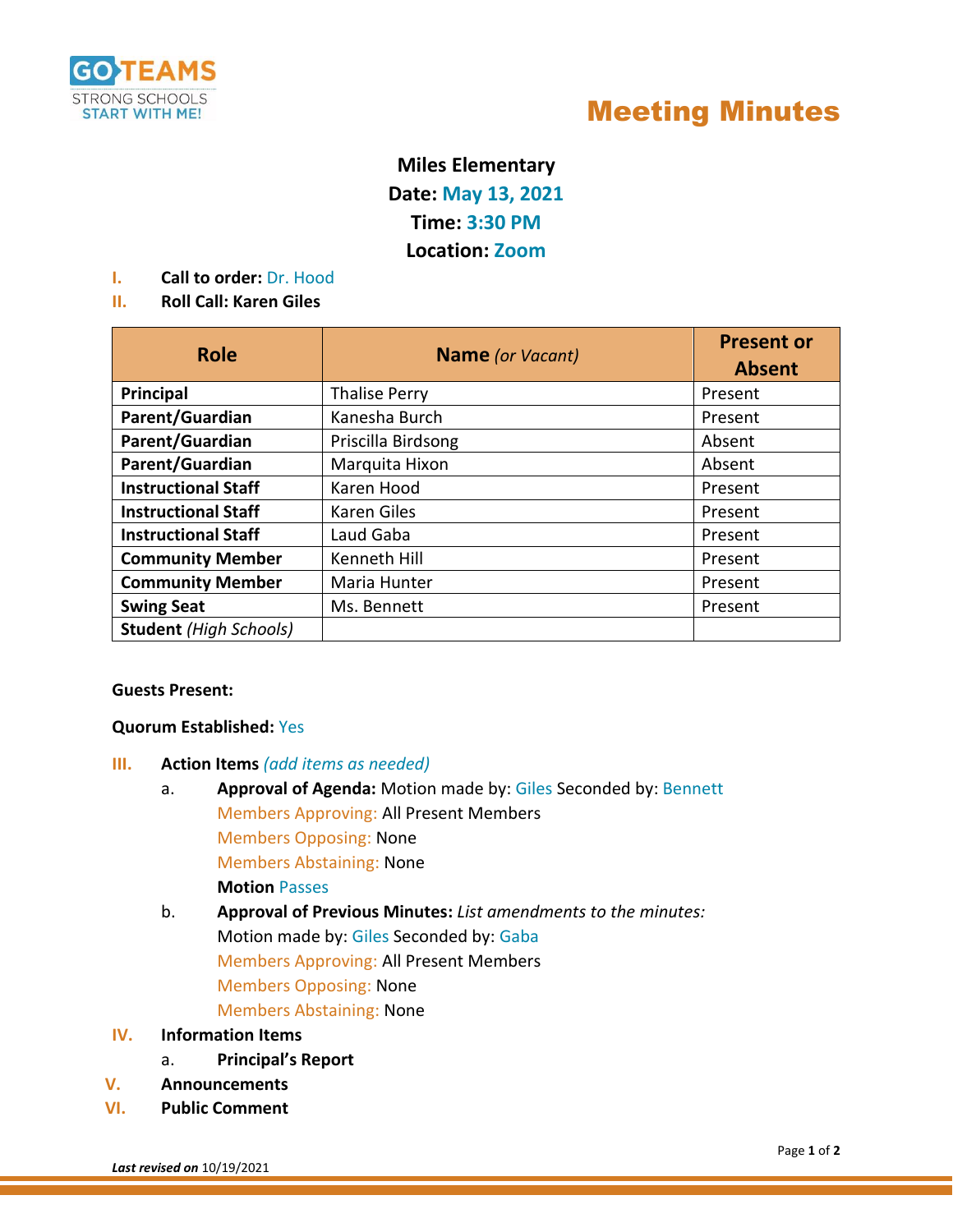GO TEAMS
STRONG SCHOOLS
START WITH ME!

# Meeting Minutes

**Miles Elementary**
**Date: May 13, 2021**
**Time: 3:30 PM**
**Location: Zoom**

I. **Call to order:** Dr. Hood

II. **Roll Call: Karen Giles**

| Role | Name *(or Vacant)* | Present or Absent |
|---|---|---|
| **Principal** | Thalise Perry | Present |
| **Parent/Guardian** | Kanesha Burch | Present |
| **Parent/Guardian** | Priscilla Birdsong | Absent |
| **Parent/Guardian** | Marquita Hixon | Absent |
| **Instructional Staff** | Karen Hood | Present |
| **Instructional Staff** | Karen Giles | Present |
| **Instructional Staff** | Laud Gaba | Present |
| **Community Member** | Kenneth Hill | Present |
| **Community Member** | Maria Hunter | Present |
| **Swing Seat** | Ms. Bennett | Present |
| **Student** *(High Schools)* | | |

**Guests Present:**

**Quorum Established:** Yes

III. **Action Items** *(add items as needed)*

a. **Approval of Agenda:** Motion made by: Giles Seconded by: Bennett
   Members Approving: All Present Members
   Members Opposing: None
   Members Abstaining: None
   **Motion** Passes

b. **Approval of Previous Minutes:** *List amendments to the minutes:*
   Motion made by: Giles Seconded by: Gaba
   Members Approving: All Present Members
   Members Opposing: None
   Members Abstaining: None

IV. **Information Items**

a. **Principal's Report**

V. **Announcements**

VI. **Public Comment**

***Last revised on*** 10/19/2021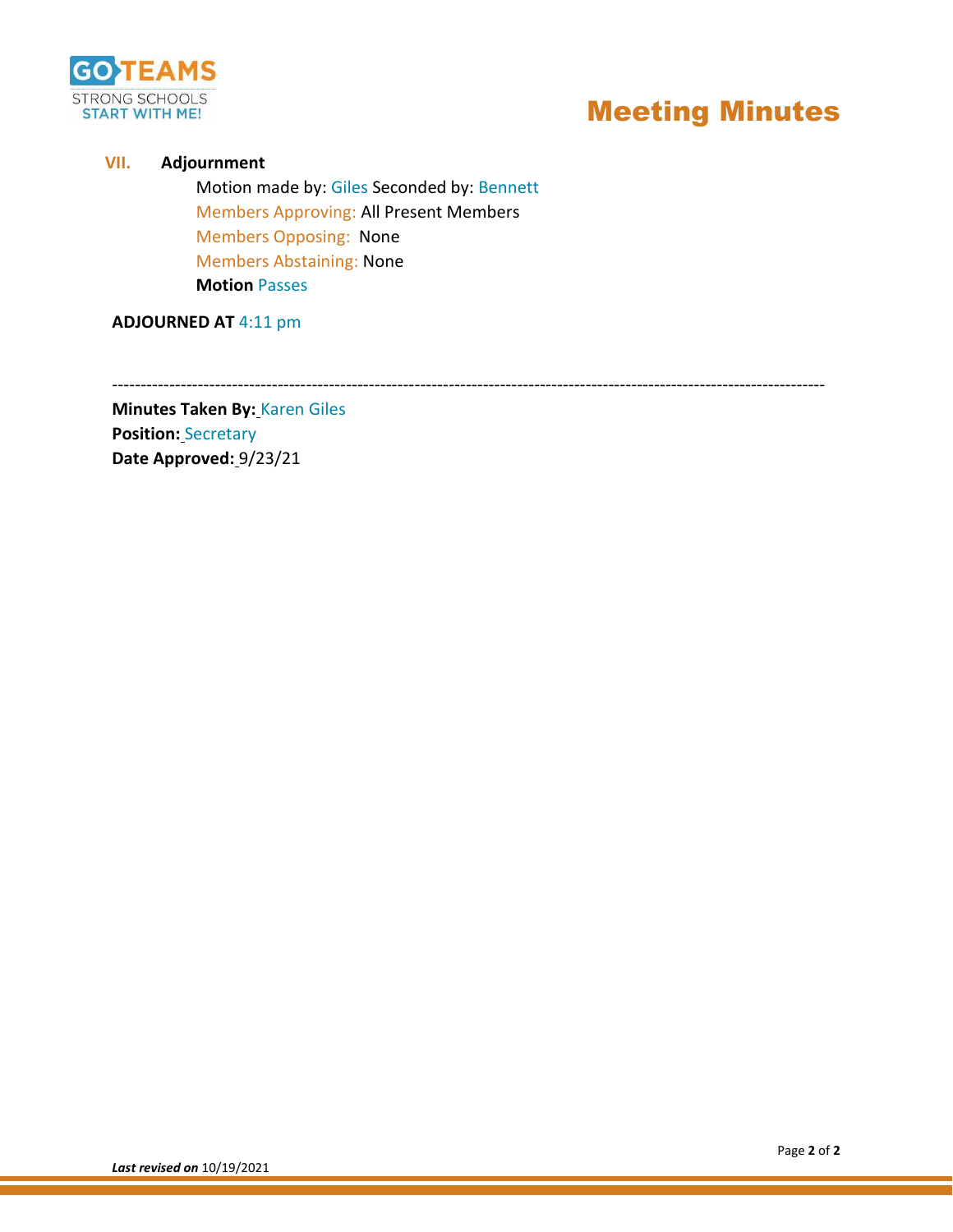## VII. Adjournment

Motion made by: Giles Seconded by: Bennett
Members Approving: All Present Members
Members Opposing: None
Members Abstaining: None
**Motion** Passes

**ADJOURNED AT** 4:11 pm

---

**Minutes Taken By:** Karen Giles
**Position:** Secretary
**Date Approved:** 9/23/21

***Last revised on*** 10/19/2021